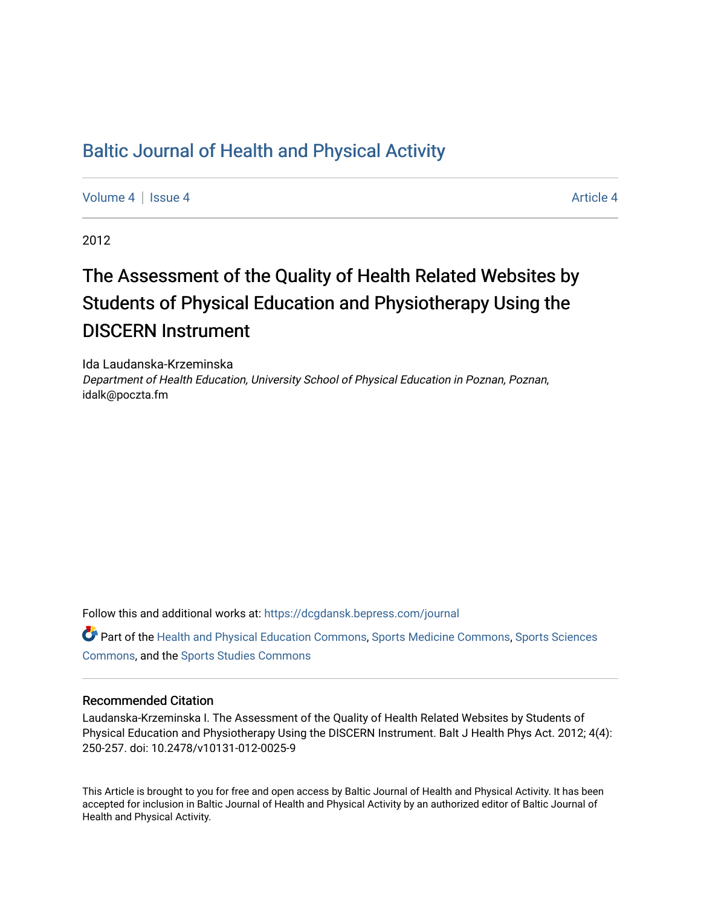# Baltic Journal of Health and Physical Activity

Volume 4 | Issue 4 Article 4

2012

## The Assessment of the Quality of Health Related Websites by Students of Physical Education and Physiotherapy Using the DISCERN Instrument

Ida Laudanska-Krzeminska

*Department of Health Education, University School of Physical Education in Poznan, Poznan*, idalk@poczta.fm

Follow this and additional works at: https://dcgdansk.bepress.com/journal

Part of the Health and Physical Education Commons, Sports Medicine Commons, Sports Sciences Commons, and the Sports Studies Commons

### Recommended Citation

Laudanska-Krzeminska I. The Assessment of the Quality of Health Related Websites by Students of Physical Education and Physiotherapy Using the DISCERN Instrument. Balt J Health Phys Act. 2012; 4(4): 250-257. doi: 10.2478/v10131-012-0025-9

This Article is brought to you for free and open access by Baltic Journal of Health and Physical Activity. It has been accepted for inclusion in Baltic Journal of Health and Physical Activity by an authorized editor of Baltic Journal of Health and Physical Activity.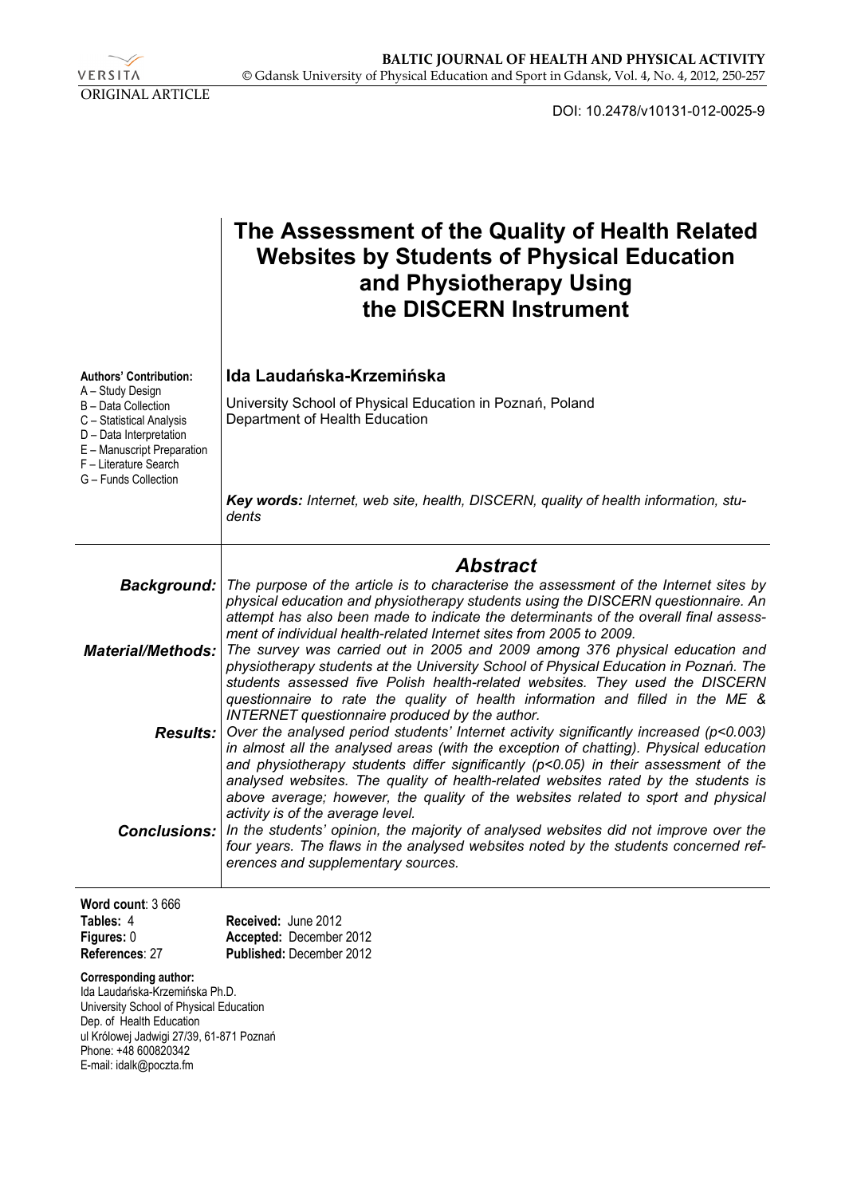VERSITA

ORIGINAL ARTICLE

DOI: 10.2478/v10131-012-0025-9

# The Assessment of the Quality of Health Related Websites by Students of Physical Education and Physiotherapy Using the DISCERN Instrument

**Authors' Contribution:**
A – Study Design
B – Data Collection
C – Statistical Analysis
D – Data Interpretation
E – Manuscript Preparation
F – Literature Search
G – Funds Collection

**Ida Laudańska-Krzemińska**

University School of Physical Education in Poznań, Poland
Department of Health Education

***Key words:*** *Internet, web site, health, DISCERN, quality of health information, students*

## *Abstract*

***Background:*** *The purpose of the article is to characterise the assessment of the Internet sites by physical education and physiotherapy students using the DISCERN questionnaire. An attempt has also been made to indicate the determinants of the overall final assessment of individual health-related Internet sites from 2005 to 2009.*

***Material/Methods:*** *The survey was carried out in 2005 and 2009 among 376 physical education and physiotherapy students at the University School of Physical Education in Poznań. The students assessed five Polish health-related websites. They used the DISCERN questionnaire to rate the quality of health information and filled in the ME & INTERNET questionnaire produced by the author.*

***Results:*** *Over the analysed period students' Internet activity significantly increased ($p<0.003$) in almost all the analysed areas (with the exception of chatting). Physical education and physiotherapy students differ significantly ($p<0.05$) in their assessment of the analysed websites. The quality of health-related websites rated by the students is above average; however, the quality of the websites related to sport and physical activity is of the average level.*

***Conclusions:*** *In the students' opinion, the majority of analysed websites did not improve over the four years. The flaws in the analysed websites noted by the students concerned references and supplementary sources.*

**Word count**: 3 666
**Tables:** 4
**Figures:** 0
**References**: 27

**Received:** June 2012
**Accepted:** December 2012
**Published:** December 2012

**Corresponding author:**
Ida Laudańska-Krzemińska Ph.D.
University School of Physical Education
Dep. of Health Education
ul Królowej Jadwigi 27/39, 61-871 Poznań
Phone: +48 600820342
E-mail: idalk@poczta.fm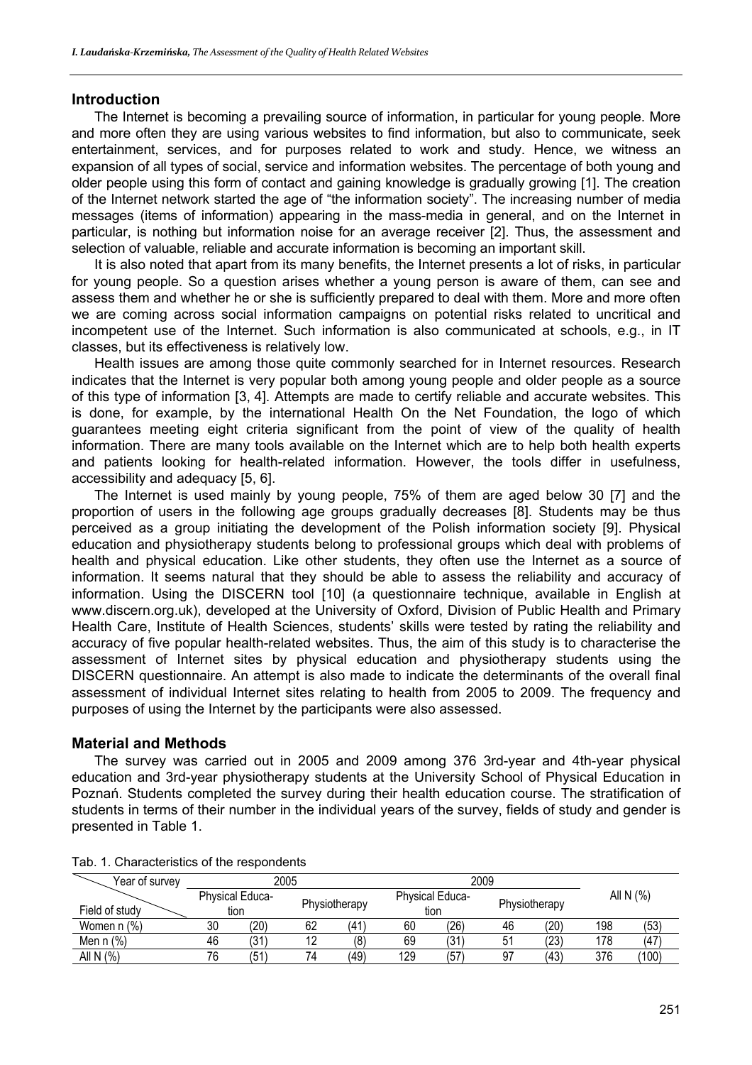## Introduction

The Internet is becoming a prevailing source of information, in particular for young people. More and more often they are using various websites to find information, but also to communicate, seek entertainment, services, and for purposes related to work and study. Hence, we witness an expansion of all types of social, service and information websites. The percentage of both young and older people using this form of contact and gaining knowledge is gradually growing [1]. The creation of the Internet network started the age of "the information society". The increasing number of media messages (items of information) appearing in the mass-media in general, and on the Internet in particular, is nothing but information noise for an average receiver [2]. Thus, the assessment and selection of valuable, reliable and accurate information is becoming an important skill.

It is also noted that apart from its many benefits, the Internet presents a lot of risks, in particular for young people. So a question arises whether a young person is aware of them, can see and assess them and whether he or she is sufficiently prepared to deal with them. More and more often we are coming across social information campaigns on potential risks related to uncritical and incompetent use of the Internet. Such information is also communicated at schools, e.g., in IT classes, but its effectiveness is relatively low.

Health issues are among those quite commonly searched for in Internet resources. Research indicates that the Internet is very popular both among young people and older people as a source of this type of information [3, 4]. Attempts are made to certify reliable and accurate websites. This is done, for example, by the international Health On the Net Foundation, the logo of which guarantees meeting eight criteria significant from the point of view of the quality of health information. There are many tools available on the Internet which are to help both health experts and patients looking for health-related information. However, the tools differ in usefulness, accessibility and adequacy [5, 6].

The Internet is used mainly by young people, 75% of them are aged below 30 [7] and the proportion of users in the following age groups gradually decreases [8]. Students may be thus perceived as a group initiating the development of the Polish information society [9]. Physical education and physiotherapy students belong to professional groups which deal with problems of health and physical education. Like other students, they often use the Internet as a source of information. It seems natural that they should be able to assess the reliability and accuracy of information. Using the DISCERN tool [10] (a questionnaire technique, available in English at www.discern.org.uk), developed at the University of Oxford, Division of Public Health and Primary Health Care, Institute of Health Sciences, students' skills were tested by rating the reliability and accuracy of five popular health-related websites. Thus, the aim of this study is to characterise the assessment of Internet sites by physical education and physiotherapy students using the DISCERN questionnaire. An attempt is also made to indicate the determinants of the overall final assessment of individual Internet sites relating to health from 2005 to 2009. The frequency and purposes of using the Internet by the participants were also assessed.

## Material and Methods

The survey was carried out in 2005 and 2009 among 376 3rd-year and 4th-year physical education and 3rd-year physiotherapy students at the University School of Physical Education in Poznań. Students completed the survey during their health education course. The stratification of students in terms of their number in the individual years of the survey, fields of study and gender is presented in Table 1.

Tab. 1. Characteristics of the respondents

| Year of survey | 2005 | | | | 2009 | | | | All N (%) | |
|---|---|---|---|---|---|---|---|---|---|---|
| Field of study | Physical Education | | Physiotherapy | | Physical Education | | Physiotherapy | | | |
| Women n (%) | 30 | (20) | 62 | (41) | 60 | (26) | 46 | (20) | 198 | (53) |
| Men n (%) | 46 | (31) | 12 | (8) | 69 | (31) | 51 | (23) | 178 | (47) |
| All N (%) | 76 | (51) | 74 | (49) | 129 | (57) | 97 | (43) | 376 | (100) |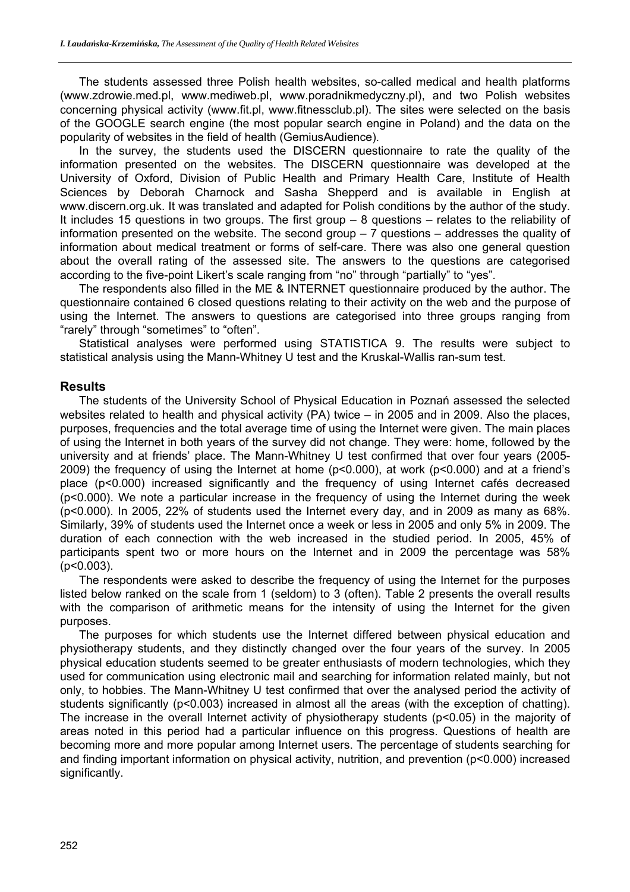The students assessed three Polish health websites, so-called medical and health platforms (www.zdrowie.med.pl, www.mediweb.pl, www.poradnikmedyczny.pl), and two Polish websites concerning physical activity (www.fit.pl, www.fitnessclub.pl). The sites were selected on the basis of the GOOGLE search engine (the most popular search engine in Poland) and the data on the popularity of websites in the field of health (GemiusAudience).

In the survey, the students used the DISCERN questionnaire to rate the quality of the information presented on the websites. The DISCERN questionnaire was developed at the University of Oxford, Division of Public Health and Primary Health Care, Institute of Health Sciences by Deborah Charnock and Sasha Shepperd and is available in English at www.discern.org.uk. It was translated and adapted for Polish conditions by the author of the study. It includes 15 questions in two groups. The first group – 8 questions – relates to the reliability of information presented on the website. The second group – 7 questions – addresses the quality of information about medical treatment or forms of self-care. There was also one general question about the overall rating of the assessed site. The answers to the questions are categorised according to the five-point Likert's scale ranging from "no" through "partially" to "yes".

The respondents also filled in the ME & INTERNET questionnaire produced by the author. The questionnaire contained 6 closed questions relating to their activity on the web and the purpose of using the Internet. The answers to questions are categorised into three groups ranging from "rarely" through "sometimes" to "often".

Statistical analyses were performed using STATISTICA 9. The results were subject to statistical analysis using the Mann-Whitney U test and the Kruskal-Wallis ran-sum test.

## Results

The students of the University School of Physical Education in Poznań assessed the selected websites related to health and physical activity (PA) twice – in 2005 and in 2009. Also the places, purposes, frequencies and the total average time of using the Internet were given. The main places of using the Internet in both years of the survey did not change. They were: home, followed by the university and at friends' place. The Mann-Whitney U test confirmed that over four years (2005-2009) the frequency of using the Internet at home ($p<0.000$), at work ($p<0.000$) and at a friend's place ($p<0.000$) increased significantly and the frequency of using Internet cafés decreased ($p<0.000$). We note a particular increase in the frequency of using the Internet during the week ($p<0.000$). In 2005, 22% of students used the Internet every day, and in 2009 as many as 68%. Similarly, 39% of students used the Internet once a week or less in 2005 and only 5% in 2009. The duration of each connection with the web increased in the studied period. In 2005, 45% of participants spent two or more hours on the Internet and in 2009 the percentage was 58% ($p<0.003$).

The respondents were asked to describe the frequency of using the Internet for the purposes listed below ranked on the scale from 1 (seldom) to 3 (often). Table 2 presents the overall results with the comparison of arithmetic means for the intensity of using the Internet for the given purposes.

The purposes for which students use the Internet differed between physical education and physiotherapy students, and they distinctly changed over the four years of the survey. In 2005 physical education students seemed to be greater enthusiasts of modern technologies, which they used for communication using electronic mail and searching for information related mainly, but not only, to hobbies. The Mann-Whitney U test confirmed that over the analysed period the activity of students significantly ($p<0.003$) increased in almost all the areas (with the exception of chatting). The increase in the overall Internet activity of physiotherapy students ($p<0.05$) in the majority of areas noted in this period had a particular influence on this progress. Questions of health are becoming more and more popular among Internet users. The percentage of students searching for and finding important information on physical activity, nutrition, and prevention ($p<0.000$) increased significantly.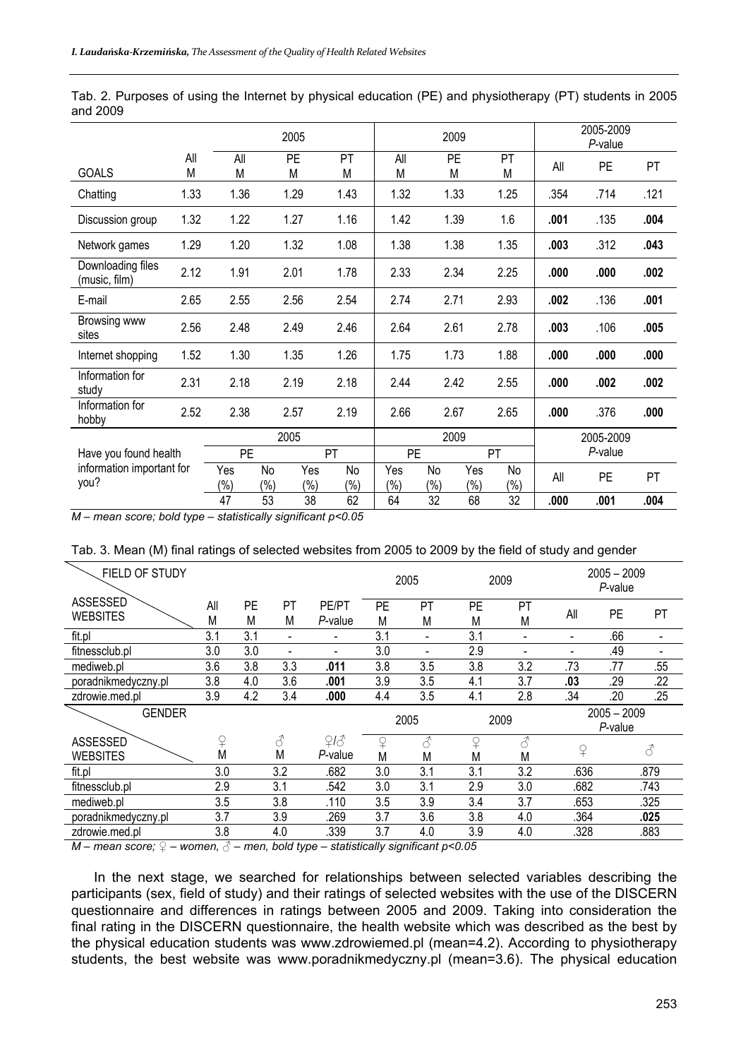Tab. 2. Purposes of using the Internet by physical education (PE) and physiotherapy (PT) students in 2005 and 2009

| GOALS | All M | 2005 All M | 2005 PE M | 2005 PT M | 2009 All M | 2009 PE M | 2009 PT M | 2005-2009 *P*-value All | 2005-2009 *P*-value PE | 2005-2009 *P*-value PT |
|---|---|---|---|---|---|---|---|---|---|---|
| Chatting | 1.33 | 1.36 | 1.29 | 1.43 | 1.32 | 1.33 | 1.25 | .354 | .714 | .121 |
| Discussion group | 1.32 | 1.22 | 1.27 | 1.16 | 1.42 | 1.39 | 1.6 | **.001** | .135 | **.004** |
| Network games | 1.29 | 1.20 | 1.32 | 1.08 | 1.38 | 1.38 | 1.35 | **.003** | .312 | **.043** |
| Downloading files (music, film) | 2.12 | 1.91 | 2.01 | 1.78 | 2.33 | 2.34 | 2.25 | **.000** | **.000** | **.002** |
| E-mail | 2.65 | 2.55 | 2.56 | 2.54 | 2.74 | 2.71 | 2.93 | **.002** | .136 | **.001** |
| Browsing www sites | 2.56 | 2.48 | 2.49 | 2.46 | 2.64 | 2.61 | 2.78 | **.003** | .106 | **.005** |
| Internet shopping | 1.52 | 1.30 | 1.35 | 1.26 | 1.75 | 1.73 | 1.88 | **.000** | **.000** | **.000** |
| Information for study | 2.31 | 2.18 | 2.19 | 2.18 | 2.44 | 2.42 | 2.55 | **.000** | **.002** | **.002** |
| Information for hobby | 2.52 | 2.38 | 2.57 | 2.19 | 2.66 | 2.67 | 2.65 | **.000** | .376 | **.000** |

| Have you found health information important for you? | 2005 PE Yes (%) | 2005 PE No (%) | 2005 PT Yes (%) | 2005 PT No (%) | 2009 PE Yes (%) | 2009 PE No (%) | 2009 PT Yes (%) | 2009 PT No (%) | 2005-2009 *P*-value All | 2005-2009 *P*-value PE | 2005-2009 *P*-value PT |
|---|---|---|---|---|---|---|---|---|---|---|---|
| | 47 | 53 | 38 | 62 | 64 | 32 | 68 | 32 | **.000** | **.001** | **.004** |

*M – mean score; bold type – statistically significant p<0.05*

Tab. 3. Mean (M) final ratings of selected websites from 2005 to 2009 by the field of study and gender

| FIELD OF STUDY / ASSESSED WEBSITES | All M | PE M | PT M | PE/PT *P*-value | 2005 PE M | 2005 PT M | 2009 PE M | 2009 PT M | 2005 – 2009 *P*-value All | 2005 – 2009 *P*-value PE | 2005 – 2009 *P*-value PT |
|---|---|---|---|---|---|---|---|---|---|---|---|
| fit.pl | 3.1 | 3.1 | - | - | 3.1 | - | 3.1 | - | - | .66 | - |
| fitnessclub.pl | 3.0 | 3.0 | - | - | 3.0 | - | 2.9 | - | - | .49 | - |
| mediweb.pl | 3.6 | 3.8 | 3.3 | **.011** | 3.8 | 3.5 | 3.8 | 3.2 | .73 | .77 | .55 |
| poradnikmedyczny.pl | 3.8 | 4.0 | 3.6 | **.001** | 3.9 | 3.5 | 4.1 | 3.7 | **.03** | .29 | .22 |
| zdrowie.med.pl | 3.9 | 4.2 | 3.4 | **.000** | 4.4 | 3.5 | 4.1 | 2.8 | .34 | .20 | .25 |

| GENDER / ASSESSED WEBSITES | ♀ M | ♂ M | ♀/♂ *P*-value | 2005 ♀ M | 2005 ♂ M | 2009 ♀ M | 2009 ♂ M | 2005 – 2009 *P*-value ♀ | 2005 – 2009 *P*-value ♂ |
|---|---|---|---|---|---|---|---|---|---|
| fit.pl | 3.0 | 3.2 | .682 | 3.0 | 3.1 | 3.1 | 3.2 | .636 | .879 |
| fitnessclub.pl | 2.9 | 3.1 | .542 | 3.0 | 3.1 | 2.9 | 3.0 | .682 | .743 |
| mediweb.pl | 3.5 | 3.8 | .110 | 3.5 | 3.9 | 3.4 | 3.7 | .653 | .325 |
| poradnikmedyczny.pl | 3.7 | 3.9 | .269 | 3.7 | 3.6 | 3.8 | 4.0 | .364 | **.025** |
| zdrowie.med.pl | 3.8 | 4.0 | .339 | 3.7 | 4.0 | 3.9 | 4.0 | .328 | .883 |

*M – mean score; ♀ – women, ♂ – men, bold type – statistically significant p<0.05*

In the next stage, we searched for relationships between selected variables describing the participants (sex, field of study) and their ratings of selected websites with the use of the DISCERN questionnaire and differences in ratings between 2005 and 2009. Taking into consideration the final rating in the DISCERN questionnaire, the health website which was described as the best by the physical education students was www.zdrowiemed.pl (mean=4.2). According to physiotherapy students, the best website was www.poradnikmedyczny.pl (mean=3.6). The physical education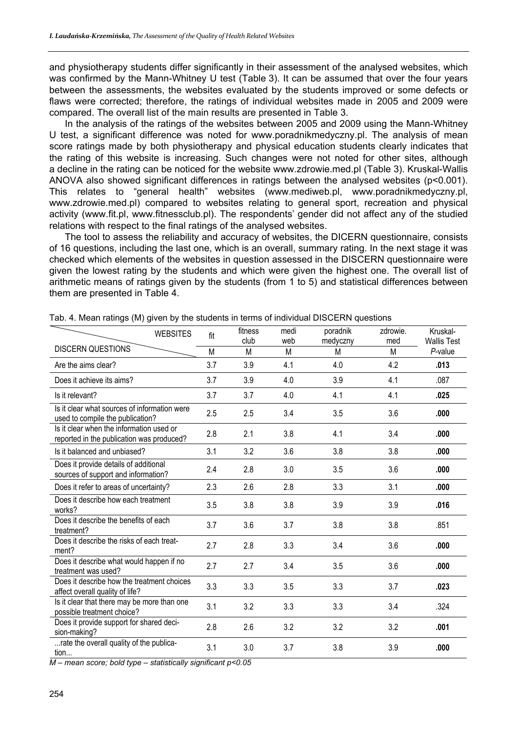and physiotherapy students differ significantly in their assessment of the analysed websites, which was confirmed by the Mann-Whitney U test (Table 3). It can be assumed that over the four years between the assessments, the websites evaluated by the students improved or some defects or flaws were corrected; therefore, the ratings of individual websites made in 2005 and 2009 were compared. The overall list of the main results are presented in Table 3.

In the analysis of the ratings of the websites between 2005 and 2009 using the Mann-Whitney U test, a significant difference was noted for www.poradnikmedyczny.pl. The analysis of mean score ratings made by both physiotherapy and physical education students clearly indicates that the rating of this website is increasing. Such changes were not noted for other sites, although a decline in the rating can be noticed for the website www.zdrowie.med.pl (Table 3). Kruskal-Wallis ANOVA also showed significant differences in ratings between the analysed websites ($p<0.001$). This relates to "general health" websites (www.mediweb.pl, www.poradnikmedyczny.pl, www.zdrowie.med.pl) compared to websites relating to general sport, recreation and physical activity (www.fit.pl, www.fitnessclub.pl). The respondents' gender did not affect any of the studied relations with respect to the final ratings of the analysed websites.

The tool to assess the reliability and accuracy of websites, the DICERN questionnaire, consists of 16 questions, including the last one, which is an overall, summary rating. In the next stage it was checked which elements of the websites in question assessed in the DISCERN questionnaire were given the lowest rating by the students and which were given the highest one. The overall list of arithmetic means of ratings given by the students (from 1 to 5) and statistical differences between them are presented in Table 4.

Tab. 4. Mean ratings (M) given by the students in terms of individual DISCERN questions

| WEBSITES / DISCERN QUESTIONS | fit | fitness club | medi web | poradnik medyczny | zdrowie. med | Kruskal-Wallis Test |
|---|---|---|---|---|---|---|
| | M | M | M | M | M | *P*-value |
| Are the aims clear? | 3.7 | 3.9 | 4.1 | 4.0 | 4.2 | **.013** |
| Does it achieve its aims? | 3.7 | 3.9 | 4.0 | 3.9 | 4.1 | .087 |
| Is it relevant? | 3.7 | 3.7 | 4.0 | 4.1 | 4.1 | **.025** |
| Is it clear what sources of information were used to compile the publication? | 2.5 | 2.5 | 3.4 | 3.5 | 3.6 | **.000** |
| Is it clear when the information used or reported in the publication was produced? | 2.8 | 2.1 | 3.8 | 4.1 | 3.4 | **.000** |
| Is it balanced and unbiased? | 3.1 | 3.2 | 3.6 | 3.8 | 3.8 | **.000** |
| Does it provide details of additional sources of support and information? | 2.4 | 2.8 | 3.0 | 3.5 | 3.6 | **.000** |
| Does it refer to areas of uncertainty? | 2.3 | 2.6 | 2.8 | 3.3 | 3.1 | **.000** |
| Does it describe how each treatment works? | 3.5 | 3.8 | 3.8 | 3.9 | 3.9 | **.016** |
| Does it describe the benefits of each treatment? | 3.7 | 3.6 | 3.7 | 3.8 | 3.8 | .851 |
| Does it describe the risks of each treatment? | 2.7 | 2.8 | 3.3 | 3.4 | 3.6 | **.000** |
| Does it describe what would happen if no treatment was used? | 2.7 | 2.7 | 3.4 | 3.5 | 3.6 | **.000** |
| Does it describe how the treatment choices affect overall quality of life? | 3.3 | 3.3 | 3.5 | 3.3 | 3.7 | **.023** |
| Is it clear that there may be more than one possible treatment choice? | 3.1 | 3.2 | 3.3 | 3.3 | 3.4 | .324 |
| Does it provide support for shared decision-making? | 2.8 | 2.6 | 3.2 | 3.2 | 3.2 | **.001** |
| ...rate the overall quality of the publication... | 3.1 | 3.0 | 3.7 | 3.8 | 3.9 | **.000** |

*M – mean score; bold type – statistically significant $p<0.05$*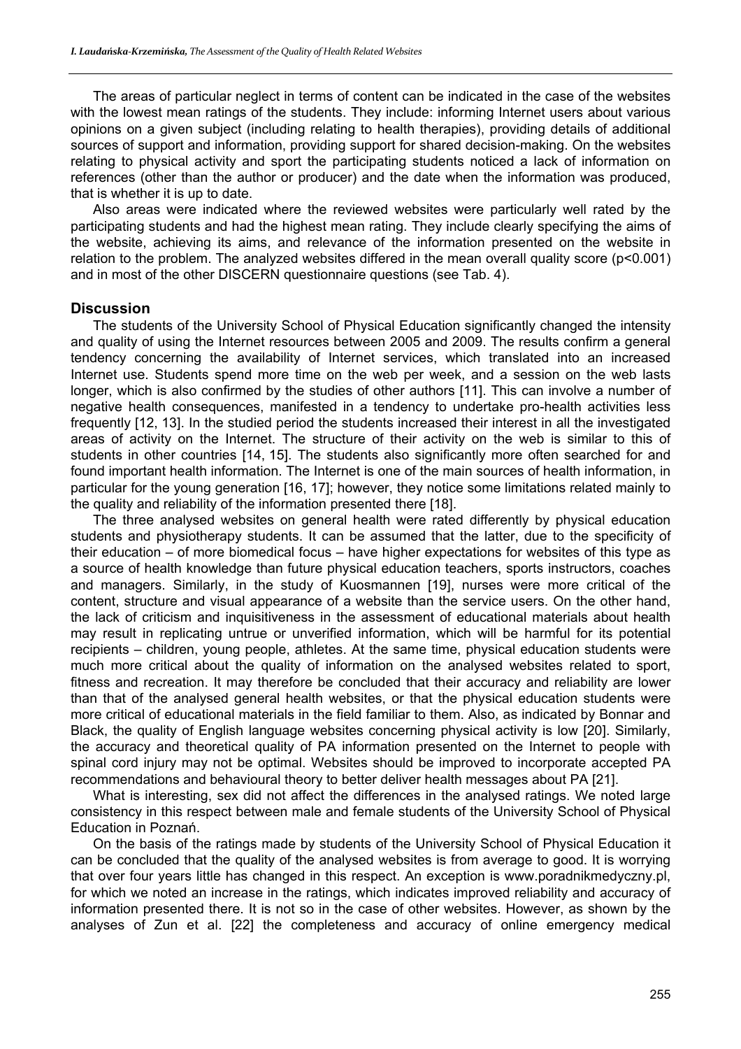The areas of particular neglect in terms of content can be indicated in the case of the websites with the lowest mean ratings of the students. They include: informing Internet users about various opinions on a given subject (including relating to health therapies), providing details of additional sources of support and information, providing support for shared decision-making. On the websites relating to physical activity and sport the participating students noticed a lack of information on references (other than the author or producer) and the date when the information was produced, that is whether it is up to date.

Also areas were indicated where the reviewed websites were particularly well rated by the participating students and had the highest mean rating. They include clearly specifying the aims of the website, achieving its aims, and relevance of the information presented on the website in relation to the problem. The analyzed websites differed in the mean overall quality score ($p<0.001$) and in most of the other DISCERN questionnaire questions (see Tab. 4).

## Discussion

The students of the University School of Physical Education significantly changed the intensity and quality of using the Internet resources between 2005 and 2009. The results confirm a general tendency concerning the availability of Internet services, which translated into an increased Internet use. Students spend more time on the web per week, and a session on the web lasts longer, which is also confirmed by the studies of other authors [11]. This can involve a number of negative health consequences, manifested in a tendency to undertake pro-health activities less frequently [12, 13]. In the studied period the students increased their interest in all the investigated areas of activity on the Internet. The structure of their activity on the web is similar to this of students in other countries [14, 15]. The students also significantly more often searched for and found important health information. The Internet is one of the main sources of health information, in particular for the young generation [16, 17]; however, they notice some limitations related mainly to the quality and reliability of the information presented there [18].

The three analysed websites on general health were rated differently by physical education students and physiotherapy students. It can be assumed that the latter, due to the specificity of their education – of more biomedical focus – have higher expectations for websites of this type as a source of health knowledge than future physical education teachers, sports instructors, coaches and managers. Similarly, in the study of Kuosmannen [19], nurses were more critical of the content, structure and visual appearance of a website than the service users. On the other hand, the lack of criticism and inquisitiveness in the assessment of educational materials about health may result in replicating untrue or unverified information, which will be harmful for its potential recipients – children, young people, athletes. At the same time, physical education students were much more critical about the quality of information on the analysed websites related to sport, fitness and recreation. It may therefore be concluded that their accuracy and reliability are lower than that of the analysed general health websites, or that the physical education students were more critical of educational materials in the field familiar to them. Also, as indicated by Bonnar and Black, the quality of English language websites concerning physical activity is low [20]. Similarly, the accuracy and theoretical quality of PA information presented on the Internet to people with spinal cord injury may not be optimal. Websites should be improved to incorporate accepted PA recommendations and behavioural theory to better deliver health messages about PA [21].

What is interesting, sex did not affect the differences in the analysed ratings. We noted large consistency in this respect between male and female students of the University School of Physical Education in Poznań.

On the basis of the ratings made by students of the University School of Physical Education it can be concluded that the quality of the analysed websites is from average to good. It is worrying that over four years little has changed in this respect. An exception is www.poradnikmedyczny.pl, for which we noted an increase in the ratings, which indicates improved reliability and accuracy of information presented there. It is not so in the case of other websites. However, as shown by the analyses of Zun et al. [22] the completeness and accuracy of online emergency medical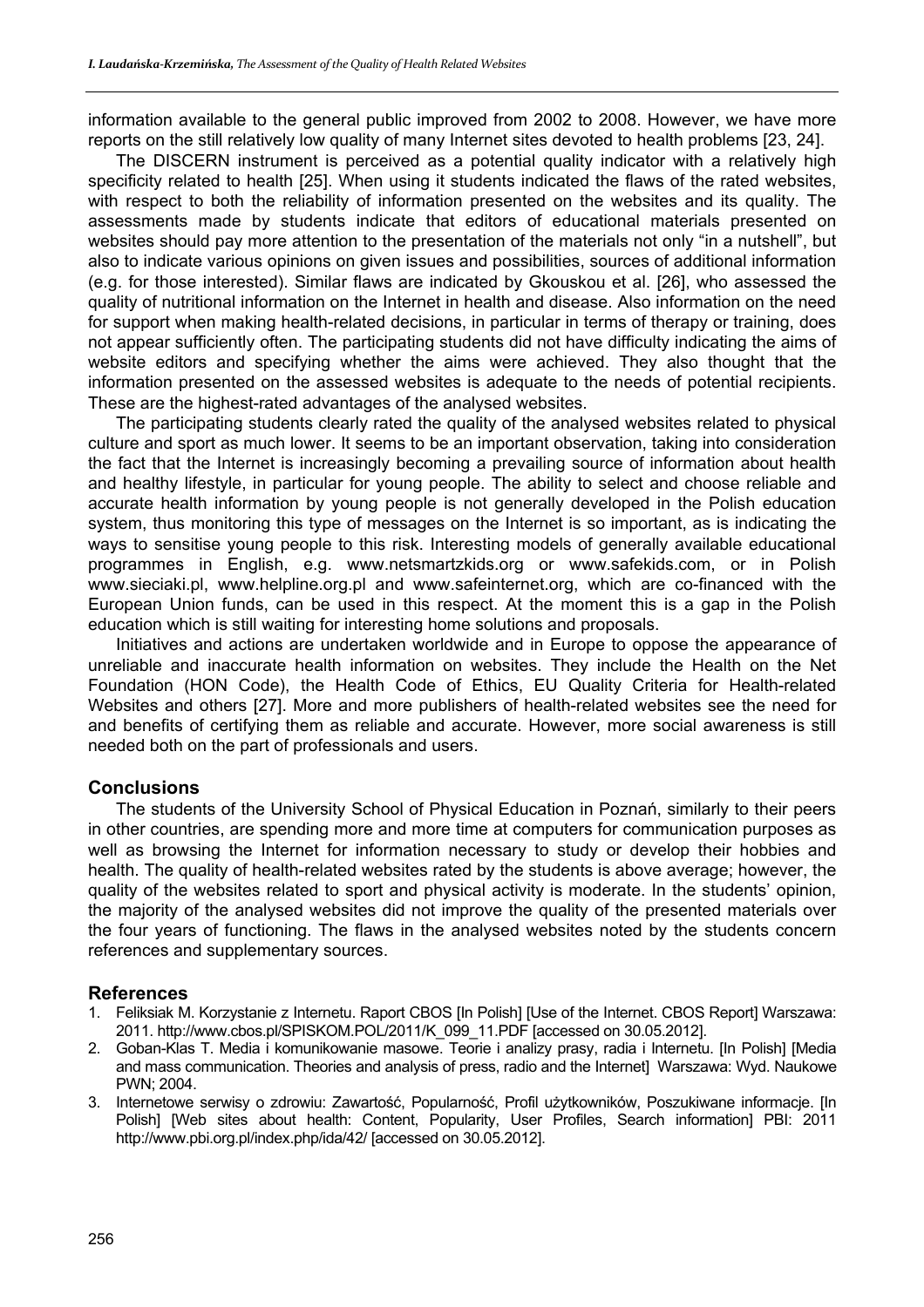information available to the general public improved from 2002 to 2008. However, we have more reports on the still relatively low quality of many Internet sites devoted to health problems [23, 24].

The DISCERN instrument is perceived as a potential quality indicator with a relatively high specificity related to health [25]. When using it students indicated the flaws of the rated websites, with respect to both the reliability of information presented on the websites and its quality. The assessments made by students indicate that editors of educational materials presented on websites should pay more attention to the presentation of the materials not only "in a nutshell", but also to indicate various opinions on given issues and possibilities, sources of additional information (e.g. for those interested). Similar flaws are indicated by Gkouskou et al. [26], who assessed the quality of nutritional information on the Internet in health and disease. Also information on the need for support when making health-related decisions, in particular in terms of therapy or training, does not appear sufficiently often. The participating students did not have difficulty indicating the aims of website editors and specifying whether the aims were achieved. They also thought that the information presented on the assessed websites is adequate to the needs of potential recipients. These are the highest-rated advantages of the analysed websites.

The participating students clearly rated the quality of the analysed websites related to physical culture and sport as much lower. It seems to be an important observation, taking into consideration the fact that the Internet is increasingly becoming a prevailing source of information about health and healthy lifestyle, in particular for young people. The ability to select and choose reliable and accurate health information by young people is not generally developed in the Polish education system, thus monitoring this type of messages on the Internet is so important, as is indicating the ways to sensitise young people to this risk. Interesting models of generally available educational programmes in English, e.g. www.netsmartzkids.org or www.safekids.com, or in Polish www.sieciaki.pl, www.helpline.org.pl and www.safeinternet.org, which are co-financed with the European Union funds, can be used in this respect. At the moment this is a gap in the Polish education which is still waiting for interesting home solutions and proposals.

Initiatives and actions are undertaken worldwide and in Europe to oppose the appearance of unreliable and inaccurate health information on websites. They include the Health on the Net Foundation (HON Code), the Health Code of Ethics, EU Quality Criteria for Health-related Websites and others [27]. More and more publishers of health-related websites see the need for and benefits of certifying them as reliable and accurate. However, more social awareness is still needed both on the part of professionals and users.

## Conclusions

The students of the University School of Physical Education in Poznań, similarly to their peers in other countries, are spending more and more time at computers for communication purposes as well as browsing the Internet for information necessary to study or develop their hobbies and health. The quality of health-related websites rated by the students is above average; however, the quality of the websites related to sport and physical activity is moderate. In the students' opinion, the majority of the analysed websites did not improve the quality of the presented materials over the four years of functioning. The flaws in the analysed websites noted by the students concern references and supplementary sources.

## References

1. Feliksiak M. Korzystanie z Internetu. Raport CBOS [In Polish] [Use of the Internet. CBOS Report] Warszawa: 2011. http://www.cbos.pl/SPISKOM.POL/2011/K_099_11.PDF [accessed on 30.05.2012].
2. Goban-Klas T. Media i komunikowanie masowe. Teorie i analizy prasy, radia i Internetu. [In Polish] [Media and mass communication. Theories and analysis of press, radio and the Internet] Warszawa: Wyd. Naukowe PWN; 2004.
3. Internetowe serwisy o zdrowiu: Zawartość, Popularność, Profil użytkowników, Poszukiwane informacje. [In Polish] [Web sites about health: Content, Popularity, User Profiles, Search information] PBI: 2011 http://www.pbi.org.pl/index.php/ida/42/ [accessed on 30.05.2012].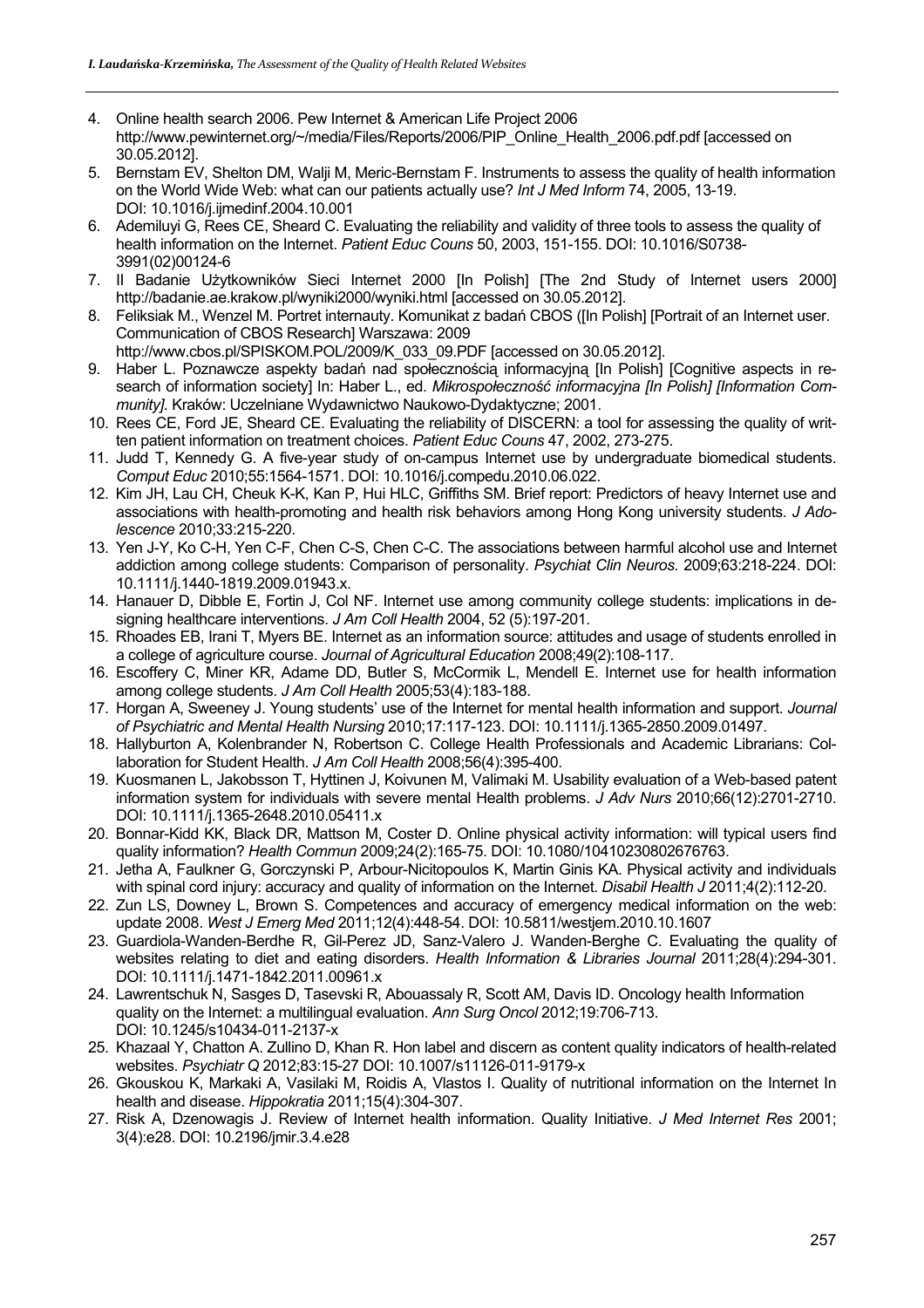4. Online health search 2006. Pew Internet & American Life Project 2006 http://www.pewinternet.org/~/media/Files/Reports/2006/PIP_Online_Health_2006.pdf.pdf [accessed on 30.05.2012].
5. Bernstam EV, Shelton DM, Walji M, Meric-Bernstam F. Instruments to assess the quality of health information on the World Wide Web: what can our patients actually use? *Int J Med Inform* 74, 2005, 13-19. DOI: 10.1016/j.ijmedinf.2004.10.001
6. Ademiluyi G, Rees CE, Sheard C. Evaluating the reliability and validity of three tools to assess the quality of health information on the Internet. *Patient Educ Couns* 50, 2003, 151-155. DOI: 10.1016/S0738-3991(02)00124-6
7. II Badanie Użytkowników Sieci Internet 2000 [In Polish] [The 2nd Study of Internet users 2000] http://badanie.ae.krakow.pl/wyniki2000/wyniki.html [accessed on 30.05.2012].
8. Feliksiak M., Wenzel M. Portret internauty. Komunikat z badań CBOS ([In Polish] [Portrait of an Internet user. Communication of CBOS Research] Warszawa: 2009 http://www.cbos.pl/SPISKOM.POL/2009/K_033_09.PDF [accessed on 30.05.2012].
9. Haber L. Poznawcze aspekty badań nad społecznością informacyjną [In Polish] [Cognitive aspects in research of information society] In: Haber L., ed. *Mikrospołeczność informacyjna [In Polish] [Information Community]*. Kraków: Uczelniane Wydawnictwo Naukowo-Dydaktyczne; 2001.
10. Rees CE, Ford JE, Sheard CE. Evaluating the reliability of DISCERN: a tool for assessing the quality of written patient information on treatment choices. *Patient Educ Couns* 47, 2002, 273-275.
11. Judd T, Kennedy G. A five-year study of on-campus Internet use by undergraduate biomedical students. *Comput Educ* 2010;55:1564-1571. DOI: 10.1016/j.compedu.2010.06.022.
12. Kim JH, Lau CH, Cheuk K-K, Kan P, Hui HLC, Griffiths SM. Brief report: Predictors of heavy Internet use and associations with health-promoting and health risk behaviors among Hong Kong university students. *J Adolescence* 2010;33:215-220.
13. Yen J-Y, Ko C-H, Yen C-F, Chen C-S, Chen C-C. The associations between harmful alcohol use and Internet addiction among college students: Comparison of personality. *Psychiat Clin Neuros.* 2009;63:218-224. DOI: 10.1111/j.1440-1819.2009.01943.x.
14. Hanauer D, Dibble E, Fortin J, Col NF. Internet use among community college students: implications in designing healthcare interventions. *J Am Coll Health* 2004, 52 (5):197-201.
15. Rhoades EB, Irani T, Myers BE. Internet as an information source: attitudes and usage of students enrolled in a college of agriculture course. *Journal of Agricultural Education* 2008;49(2):108-117.
16. Escoffery C, Miner KR, Adame DD, Butler S, McCormik L, Mendell E. Internet use for health information among college students. *J Am Coll Health* 2005;53(4):183-188.
17. Horgan A, Sweeney J. Young students' use of the Internet for mental health information and support. *Journal of Psychiatric and Mental Health Nursing* 2010;17:117-123. DOI: 10.1111/j.1365-2850.2009.01497.
18. Hallyburton A, Kolenbrander N, Robertson C. College Health Professionals and Academic Librarians: Collaboration for Student Health. *J Am Coll Health* 2008;56(4):395-400.
19. Kuosmanen L, Jakobsson T, Hyttinen J, Koivunen M, Valimaki M. Usability evaluation of a Web-based patent information system for individuals with severe mental Health problems. *J Adv Nurs* 2010;66(12):2701-2710. DOI: 10.1111/j.1365-2648.2010.05411.x
20. Bonnar-Kidd KK, Black DR, Mattson M, Coster D. Online physical activity information: will typical users find quality information? *Health Commun* 2009;24(2):165-75. DOI: 10.1080/10410230802676763.
21. Jetha A, Faulkner G, Gorczynski P, Arbour-Nicitopoulos K, Martin Ginis KA. Physical activity and individuals with spinal cord injury: accuracy and quality of information on the Internet. *Disabil Health J* 2011;4(2):112-20.
22. Zun LS, Downey L, Brown S. Competences and accuracy of emergency medical information on the web: update 2008. *West J Emerg Med* 2011;12(4):448-54. DOI: 10.5811/westjem.2010.10.1607
23. Guardiola-Wanden-Berdhe R, Gil-Perez JD, Sanz-Valero J. Wanden-Berghe C. Evaluating the quality of websites relating to diet and eating disorders. *Health Information & Libraries Journal* 2011;28(4):294-301. DOI: 10.1111/j.1471-1842.2011.00961.x
24. Lawrentschuk N, Sasges D, Tasevski R, Abouassaly R, Scott AM, Davis ID. Oncology health Information quality on the Internet: a multilingual evaluation. *Ann Surg Oncol* 2012;19:706-713. DOI: 10.1245/s10434-011-2137-x
25. Khazaal Y, Chatton A. Zullino D, Khan R. Hon label and discern as content quality indicators of health-related websites. *Psychiatr Q* 2012;83:15-27 DOI: 10.1007/s11126-011-9179-x
26. Gkouskou K, Markaki A, Vasilaki M, Roidis A, Vlastos I. Quality of nutritional information on the Internet In health and disease. *Hippokratia* 2011;15(4):304-307.
27. Risk A, Dzenowagis J. Review of Internet health information. Quality Initiative. *J Med Internet Res* 2001; 3(4):e28. DOI: 10.2196/jmir.3.4.e28